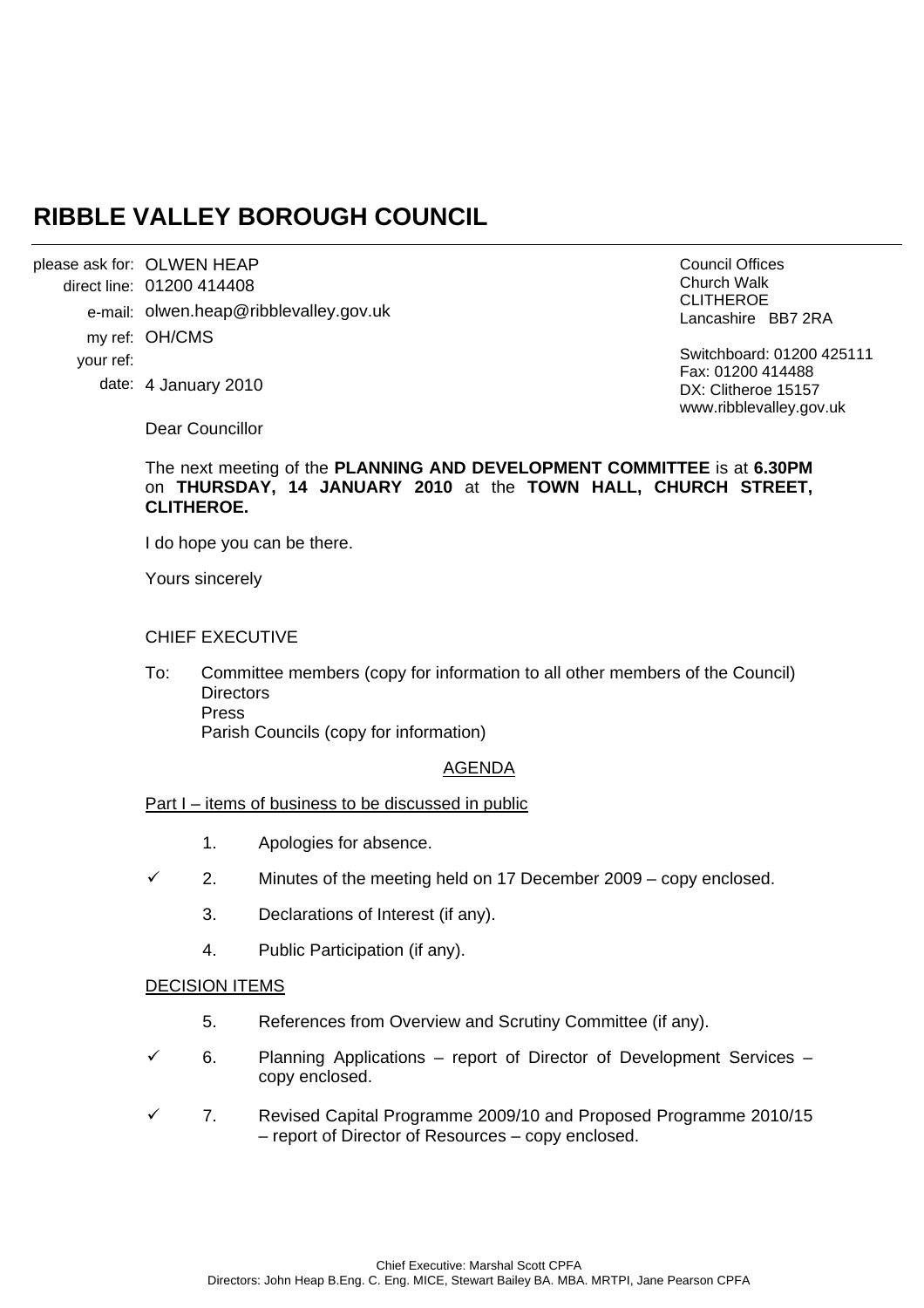# RIBBLE VALLEY BOROUGH COUNCIL

please ask for: OLWEN HEAP
direct line: 01200 414408
e-mail: olwen.heap@ribblevalley.gov.uk
my ref: OH/CMS
your ref:
date: 4 January 2010

Council Offices
Church Walk
CLITHEROE
Lancashire BB7 2RA

Switchboard: 01200 425111
Fax: 01200 414488
DX: Clitheroe 15157
www.ribblevalley.gov.uk

Dear Councillor

The next meeting of the **PLANNING AND DEVELOPMENT COMMITTEE** is at **6.30PM** on **THURSDAY, 14 JANUARY 2010** at the **TOWN HALL, CHURCH STREET, CLITHEROE.**

I do hope you can be there.

Yours sincerely

CHIEF EXECUTIVE

To: Committee members (copy for information to all other members of the Council)
Directors
Press
Parish Councils (copy for information)

## AGENDA

Part I – items of business to be discussed in public

1. Apologies for absence.

✓ 2. Minutes of the meeting held on 17 December 2009 – copy enclosed.

3. Declarations of Interest (if any).

4. Public Participation (if any).

DECISION ITEMS

5. References from Overview and Scrutiny Committee (if any).

✓ 6. Planning Applications – report of Director of Development Services – copy enclosed.

✓ 7. Revised Capital Programme 2009/10 and Proposed Programme 2010/15 – report of Director of Resources – copy enclosed.

Chief Executive: Marshal Scott CPFA
Directors: John Heap B.Eng. C. Eng. MICE, Stewart Bailey BA. MBA. MRTPI, Jane Pearson CPFA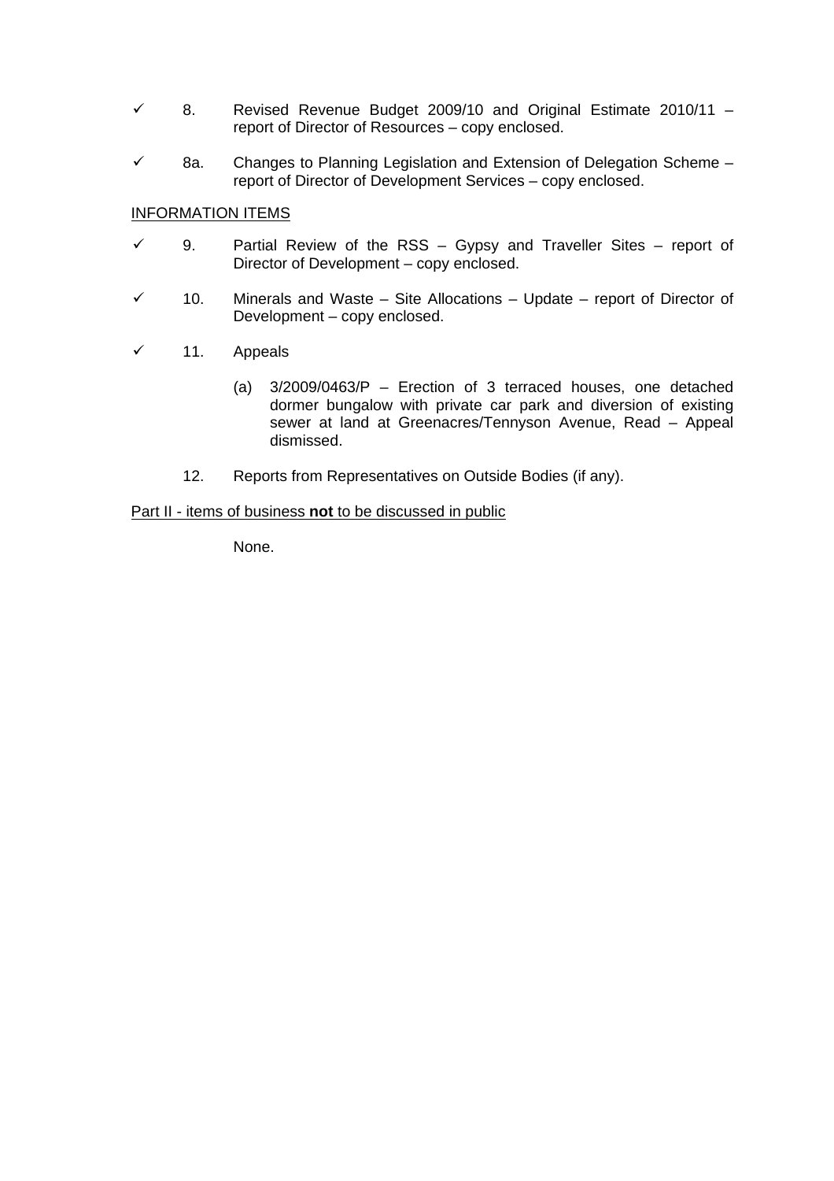- ✓ 8. Revised Revenue Budget 2009/10 and Original Estimate 2010/11 – report of Director of Resources – copy enclosed.

- ✓ 8a. Changes to Planning Legislation and Extension of Delegation Scheme – report of Director of Development Services – copy enclosed.

INFORMATION ITEMS

- ✓ 9. Partial Review of the RSS – Gypsy and Traveller Sites – report of Director of Development – copy enclosed.

- ✓ 10. Minerals and Waste – Site Allocations – Update – report of Director of Development – copy enclosed.

- ✓ 11. Appeals

  (a) 3/2009/0463/P – Erection of 3 terraced houses, one detached dormer bungalow with private car park and diversion of existing sewer at land at Greenacres/Tennyson Avenue, Read – Appeal dismissed.

- 12. Reports from Representatives on Outside Bodies (if any).

Part II - items of business **not** to be discussed in public

None.